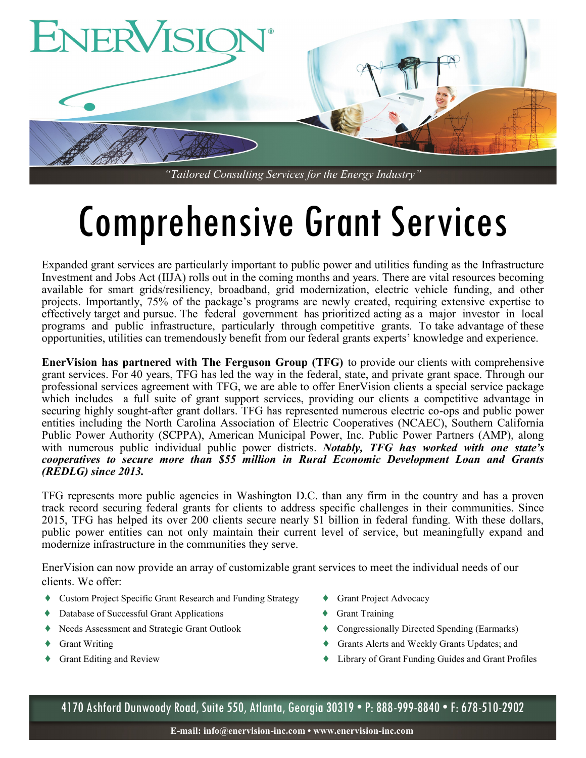# EnerVision

*"Tailored Consulting Services for the Energy Industry"*

# Comprehensive Grant Services

Expanded grant services are particularly important to public power and utilities funding as the Infrastructure Investment and Jobs Act (IIJA) rolls out in the coming months and years. There are vital resources becoming available for smart grids/resiliency, broadband, grid modernization, electric vehicle funding, and other projects. Importantly, 75% of the package's programs are newly created, requiring extensive expertise to effectively target and pursue. The federal government has prioritized acting as a major investor in local programs and public infrastructure, particularly through competitive grants. To take advantage of these opportunities, utilities can tremendously benefit from our federal grants experts' knowledge and experience.

**EnerVision has partnered with The Ferguson Group (TFG)** to provide our clients with comprehensive grant services. For 40 years, TFG has led the way in the federal, state, and private grant space. Through our professional services agreement with TFG, we are able to offer EnerVision clients a special service package which includes a full suite of grant support services, providing our clients a competitive advantage in securing highly sought-after grant dollars. TFG has represented numerous electric co-ops and public power entities including the North Carolina Association of Electric Cooperatives (NCAEC), Southern California Public Power Authority (SCPPA), American Municipal Power, Inc. Public Power Partners (AMP), along with numerous public individual public power districts. ***Notably, TFG has worked with one state's cooperatives to secure more than $55 million in Rural Economic Development Loan and Grants (REDLG) since 2013.***

TFG represents more public agencies in Washington D.C. than any firm in the country and has a proven track record securing federal grants for clients to address specific challenges in their communities. Since 2015, TFG has helped its over 200 clients secure nearly $1 billion in federal funding. With these dollars, public power entities can not only maintain their current level of service, but meaningfully expand and modernize infrastructure in the communities they serve.

EnerVision can now provide an array of customizable grant services to meet the individual needs of our clients. We offer:

- Custom Project Specific Grant Research and Funding Strategy
- Database of Successful Grant Applications
- Needs Assessment and Strategic Grant Outlook
- Grant Writing
- Grant Editing and Review
- Grant Project Advocacy
- Grant Training
- Congressionally Directed Spending (Earmarks)
- Grants Alerts and Weekly Grants Updates; and
- Library of Grant Funding Guides and Grant Profiles

4170 Ashford Dunwoody Road, Suite 550, Atlanta, Georgia 30319 • P: 888-999-8840 • F: 678-510-2902

**E-mail: info@enervision-inc.com • www.enervision-inc.com**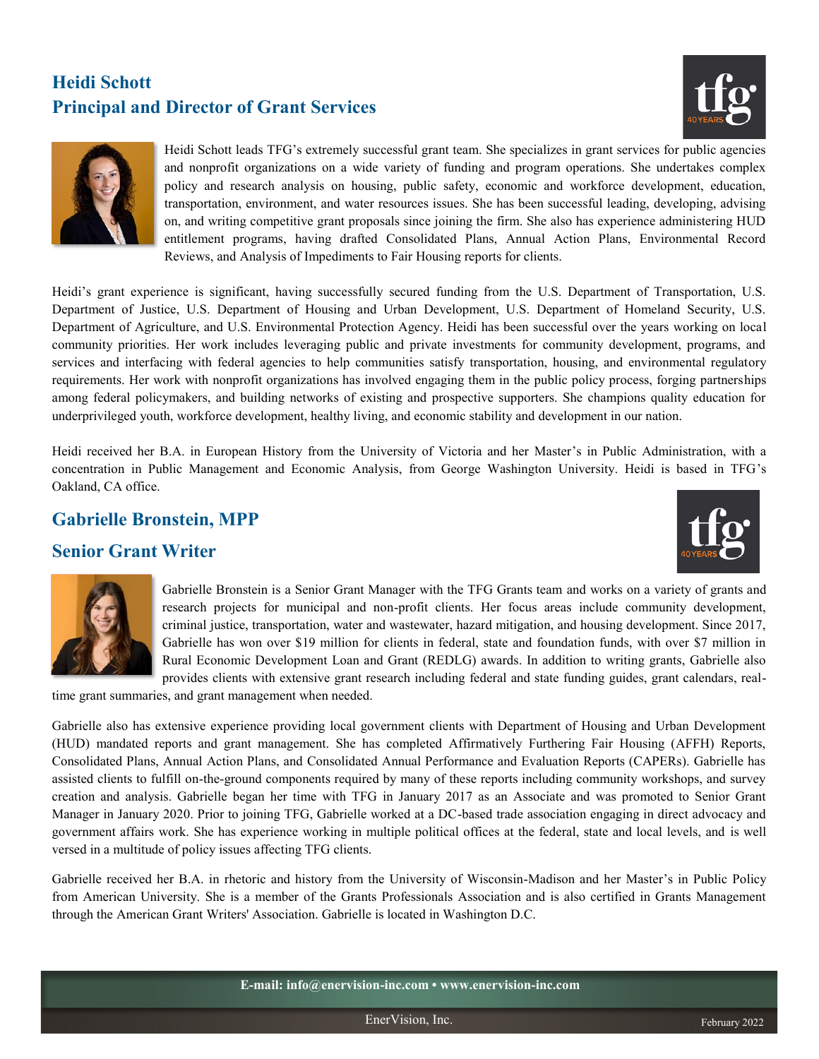## Heidi Schott
## Principal and Director of Grant Services

Heidi Schott leads TFG's extremely successful grant team. She specializes in grant services for public agencies and nonprofit organizations on a wide variety of funding and program operations. She undertakes complex policy and research analysis on housing, public safety, economic and workforce development, education, transportation, environment, and water resources issues. She has been successful leading, developing, advising on, and writing competitive grant proposals since joining the firm. She also has experience administering HUD entitlement programs, having drafted Consolidated Plans, Annual Action Plans, Environmental Record Reviews, and Analysis of Impediments to Fair Housing reports for clients.

Heidi's grant experience is significant, having successfully secured funding from the U.S. Department of Transportation, U.S. Department of Justice, U.S. Department of Housing and Urban Development, U.S. Department of Homeland Security, U.S. Department of Agriculture, and U.S. Environmental Protection Agency. Heidi has been successful over the years working on local community priorities. Her work includes leveraging public and private investments for community development, programs, and services and interfacing with federal agencies to help communities satisfy transportation, housing, and environmental regulatory requirements. Her work with nonprofit organizations has involved engaging them in the public policy process, forging partnerships among federal policymakers, and building networks of existing and prospective supporters. She champions quality education for underprivileged youth, workforce development, healthy living, and economic stability and development in our nation.

Heidi received her B.A. in European History from the University of Victoria and her Master's in Public Administration, with a concentration in Public Management and Economic Analysis, from George Washington University. Heidi is based in TFG's Oakland, CA office.

## Gabrielle Bronstein, MPP
## Senior Grant Writer

Gabrielle Bronstein is a Senior Grant Manager with the TFG Grants team and works on a variety of grants and research projects for municipal and non-profit clients. Her focus areas include community development, criminal justice, transportation, water and wastewater, hazard mitigation, and housing development. Since 2017, Gabrielle has won over $19 million for clients in federal, state and foundation funds, with over $7 million in Rural Economic Development Loan and Grant (REDLG) awards. In addition to writing grants, Gabrielle also provides clients with extensive grant research including federal and state funding guides, grant calendars, real-time grant summaries, and grant management when needed.

Gabrielle also has extensive experience providing local government clients with Department of Housing and Urban Development (HUD) mandated reports and grant management. She has completed Affirmatively Furthering Fair Housing (AFFH) Reports, Consolidated Plans, Annual Action Plans, and Consolidated Annual Performance and Evaluation Reports (CAPERs). Gabrielle has assisted clients to fulfill on-the-ground components required by many of these reports including community workshops, and survey creation and analysis. Gabrielle began her time with TFG in January 2017 as an Associate and was promoted to Senior Grant Manager in January 2020. Prior to joining TFG, Gabrielle worked at a DC-based trade association engaging in direct advocacy and government affairs work. She has experience working in multiple political offices at the federal, state and local levels, and is well versed in a multitude of policy issues affecting TFG clients.

Gabrielle received her B.A. in rhetoric and history from the University of Wisconsin-Madison and her Master's in Public Policy from American University. She is a member of the Grants Professionals Association and is also certified in Grants Management through the American Grant Writers' Association. Gabrielle is located in Washington D.C.